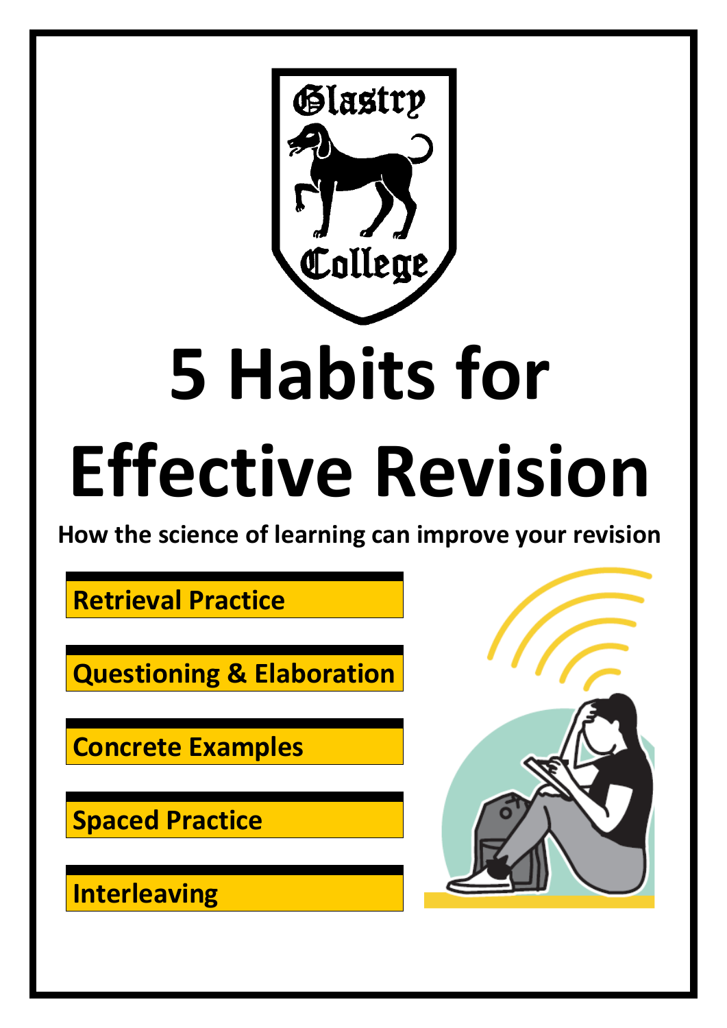# 5 Habits for Effective Revision

**How the science of learning can improve your revision**

- **Retrieval Practice**
- **Questioning & Elaboration**
- **Concrete Examples**
- **Spaced Practice**
- **Interleaving**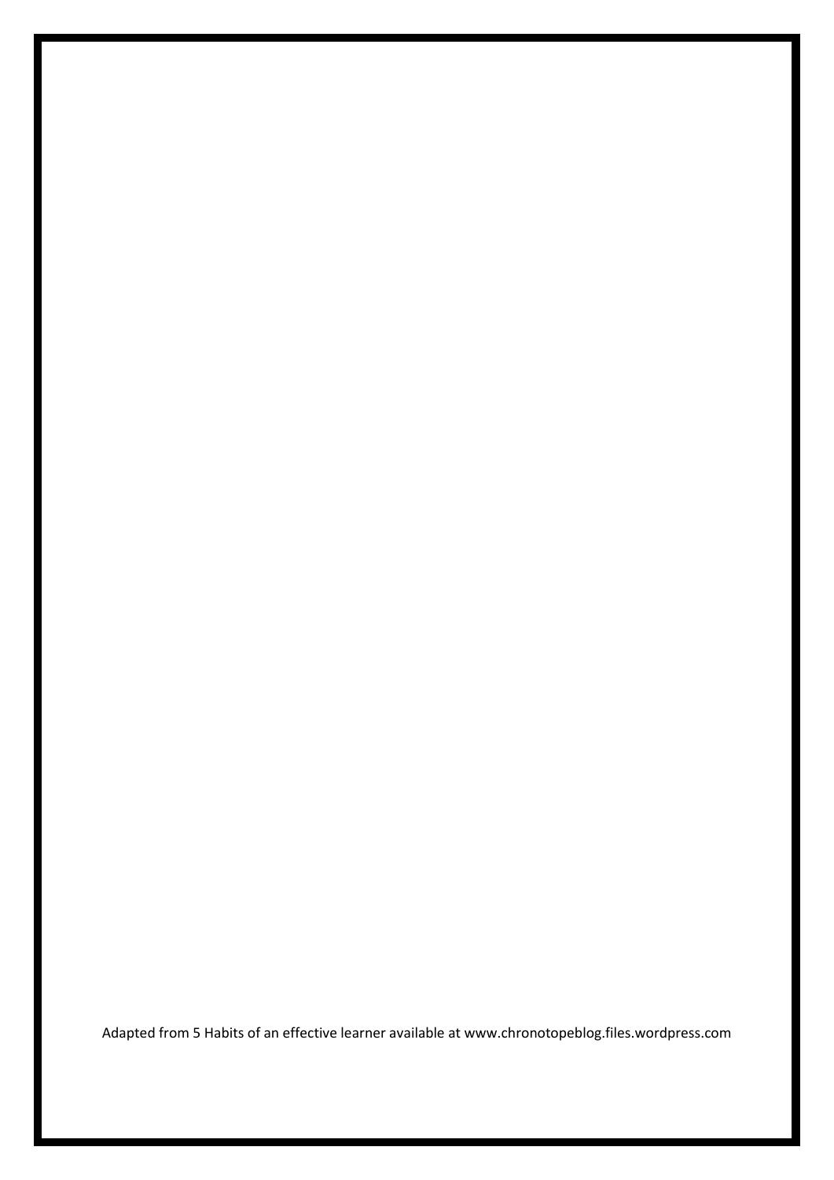Adapted from 5 Habits of an effective learner available at www.chronotopeblog.files.wordpress.com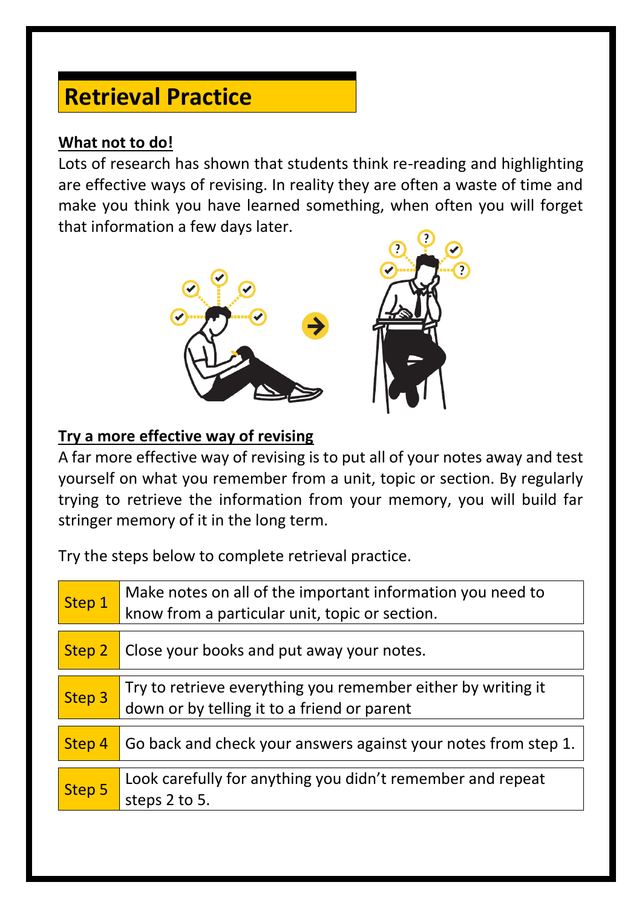# Retrieval Practice

**What not to do!**

Lots of research has shown that students think re-reading and highlighting are effective ways of revising. In reality they are often a waste of time and make you think you have learned something, when often you will forget that information a few days later.

**Try a more effective way of revising**

A far more effective way of revising is to put all of your notes away and test yourself on what you remember from a unit, topic or section. By regularly trying to retrieve the information from your memory, you will build far stringer memory of it in the long term.

Try the steps below to complete retrieval practice.

| | |
|---|---|
| Step 1 | Make notes on all of the important information you need to know from a particular unit, topic or section. |
| Step 2 | Close your books and put away your notes. |
| Step 3 | Try to retrieve everything you remember either by writing it down or by telling it to a friend or parent |
| Step 4 | Go back and check your answers against your notes from step 1. |
| Step 5 | Look carefully for anything you didn't remember and repeat steps 2 to 5. |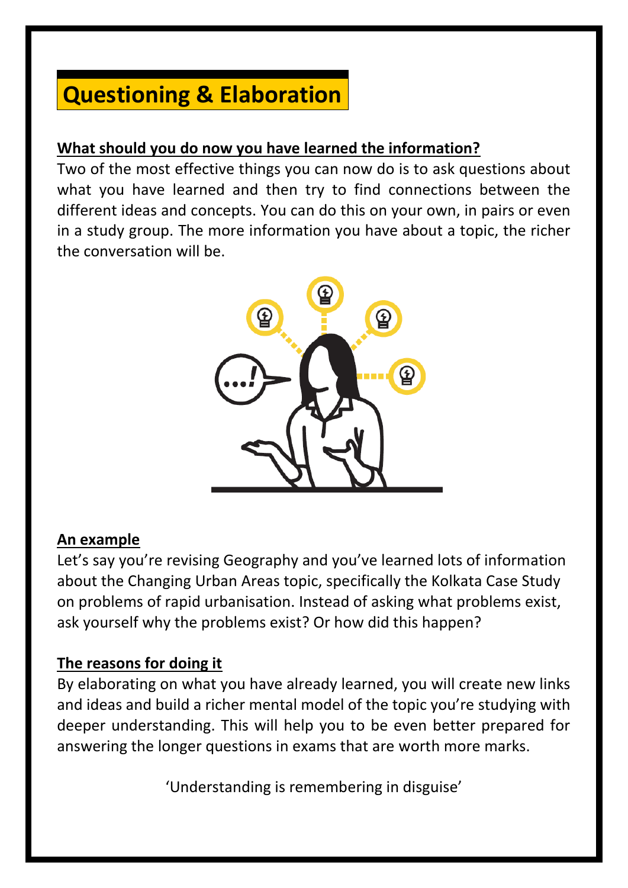# Questioning & Elaboration

**What should you do now you have learned the information?**

Two of the most effective things you can now do is to ask questions about what you have learned and then try to find connections between the different ideas and concepts. You can do this on your own, in pairs or even in a study group. The more information you have about a topic, the richer the conversation will be.

**An example**

Let's say you're revising Geography and you've learned lots of information about the Changing Urban Areas topic, specifically the Kolkata Case Study on problems of rapid urbanisation. Instead of asking what problems exist, ask yourself why the problems exist? Or how did this happen?

**The reasons for doing it**

By elaborating on what you have already learned, you will create new links and ideas and build a richer mental model of the topic you're studying with deeper understanding. This will help you to be even better prepared for answering the longer questions in exams that are worth more marks.

'Understanding is remembering in disguise'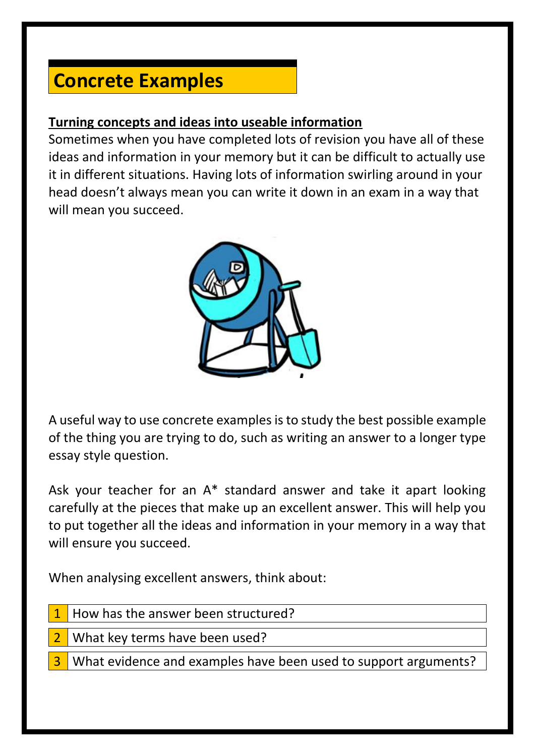# Concrete Examples

**Turning concepts and ideas into useable information**

Sometimes when you have completed lots of revision you have all of these ideas and information in your memory but it can be difficult to actually use it in different situations. Having lots of information swirling around in your head doesn't always mean you can write it down in an exam in a way that will mean you succeed.

A useful way to use concrete examples is to study the best possible example of the thing you are trying to do, such as writing an answer to a longer type essay style question.

Ask your teacher for an A* standard answer and take it apart looking carefully at the pieces that make up an excellent answer. This will help you to put together all the ideas and information in your memory in a way that will ensure you succeed.

When analysing excellent answers, think about:

| | |
|---|---|
| 1 | How has the answer been structured? |
| 2 | What key terms have been used? |
| 3 | What evidence and examples have been used to support arguments? |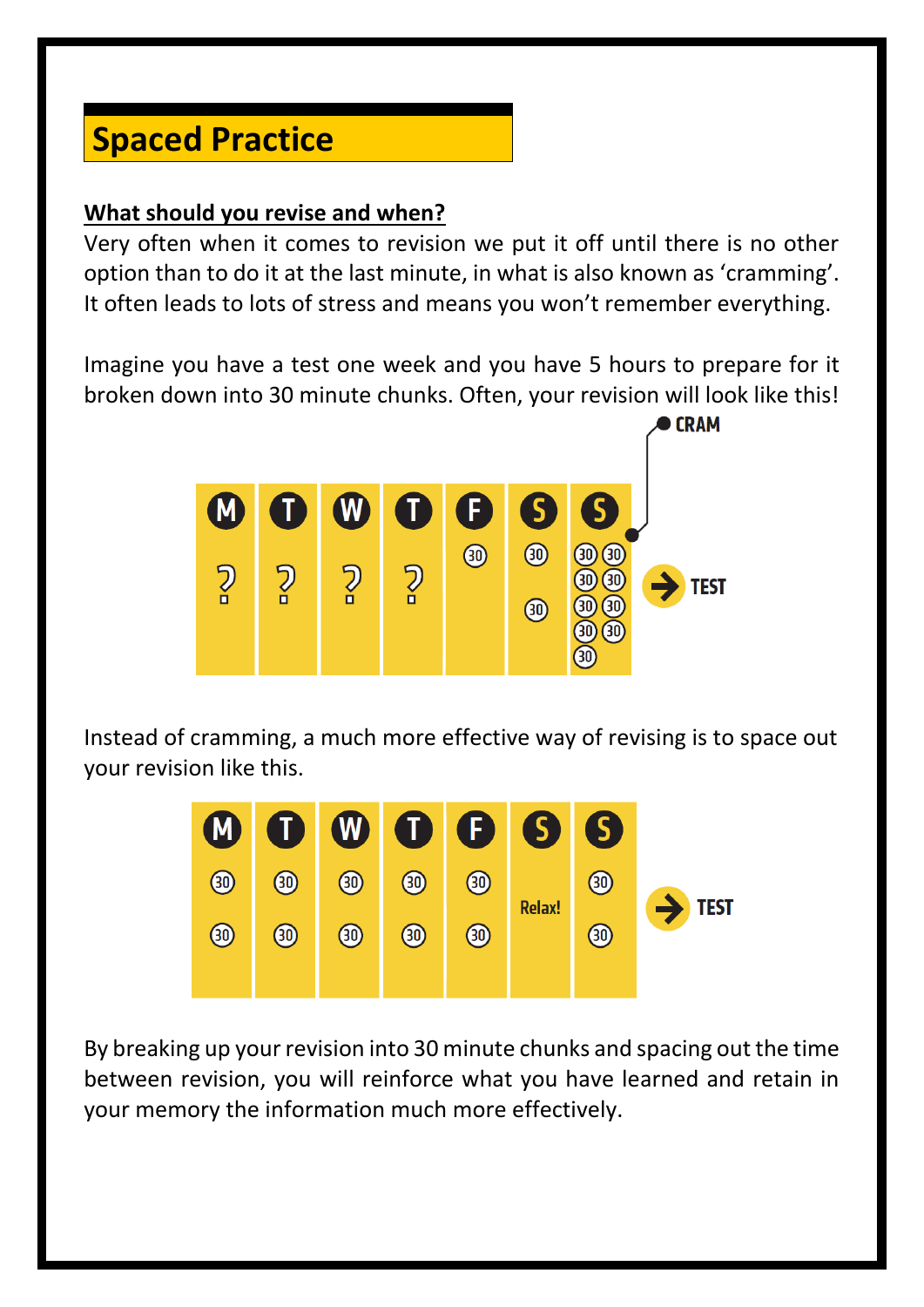## Spaced Practice

**What should you revise and when?**

Very often when it comes to revision we put it off until there is no other option than to do it at the last minute, in what is also known as 'cramming'. It often leads to lots of stress and means you won't remember everything.

Imagine you have a test one week and you have 5 hours to prepare for it broken down into 30 minute chunks. Often, your revision will look like this!

| M | T | W | T | F | S | S | |
|---|---|---|---|---|---|---|---|
| ? | ? | ? | ? | 30 | 30, 30 | 30, 30, 30, 30, 30, 30, 30, 30, 30 (CRAM) | → TEST |

Instead of cramming, a much more effective way of revising is to space out your revision like this.

| M | T | W | T | F | S | S | |
|---|---|---|---|---|---|---|---|
| 30, 30 | 30, 30 | 30, 30 | 30, 30 | 30, 30 | Relax! | 30, 30 | → TEST |

By breaking up your revision into 30 minute chunks and spacing out the time between revision, you will reinforce what you have learned and retain in your memory the information much more effectively.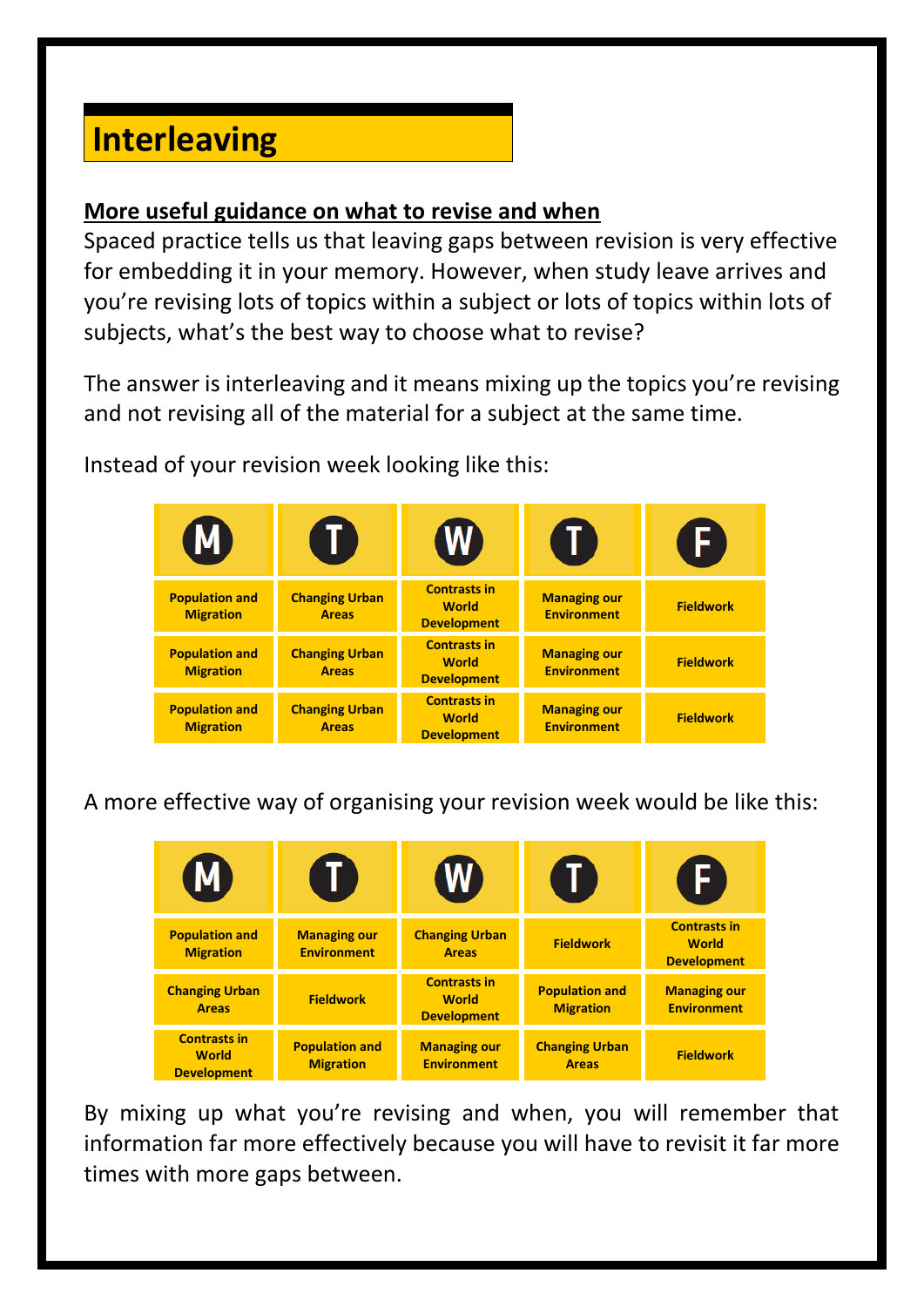# Interleaving

**More useful guidance on what to revise and when**

Spaced practice tells us that leaving gaps between revision is very effective for embedding it in your memory. However, when study leave arrives and you're revising lots of topics within a subject or lots of topics within lots of subjects, what's the best way to choose what to revise?

The answer is interleaving and it means mixing up the topics you're revising and not revising all of the material for a subject at the same time.

Instead of your revision week looking like this:

| M | T | W | T | F |
|---|---|---|---|---|
| Population and Migration | Changing Urban Areas | Contrasts in World Development | Managing our Environment | Fieldwork |
| Population and Migration | Changing Urban Areas | Contrasts in World Development | Managing our Environment | Fieldwork |
| Population and Migration | Changing Urban Areas | Contrasts in World Development | Managing our Environment | Fieldwork |

A more effective way of organising your revision week would be like this:

| M | T | W | T | F |
|---|---|---|---|---|
| Population and Migration | Managing our Environment | Changing Urban Areas | Fieldwork | Contrasts in World Development |
| Changing Urban Areas | Fieldwork | Contrasts in World Development | Population and Migration | Managing our Environment |
| Contrasts in World Development | Population and Migration | Managing our Environment | Changing Urban Areas | Fieldwork |

By mixing up what you're revising and when, you will remember that information far more effectively because you will have to revisit it far more times with more gaps between.